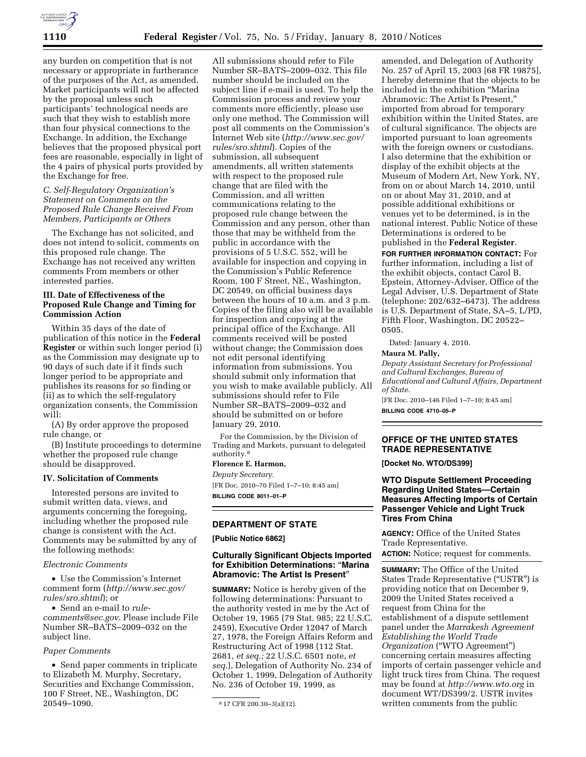any burden on competition that is not necessary or appropriate in furtherance of the purposes of the Act, as amended. Market participants will not be affected by the proposal unless such participants' technological needs are such that they wish to establish more than four physical connections to the Exchange. In addition, the Exchange believes that the proposed physical port fees are reasonable, especially in light of the 4 pairs of physical ports provided by the Exchange for free.

*C. Self-Regulatory Organization's Statement on Comments on the Proposed Rule Change Received From Members, Participants or Others*

The Exchange has not solicited, and does not intend to solicit, comments on this proposed rule change. The Exchange has not received any written comments From members or other interested parties.

### III. Date of Effectiveness of the Proposed Rule Change and Timing for Commission Action

Within 35 days of the date of publication of this notice in the **Federal Register** or within such longer period (i) as the Commission may designate up to 90 days of such date if it finds such longer period to be appropriate and publishes its reasons for so finding or (ii) as to which the self-regulatory organization consents, the Commission will:

(A) By order approve the proposed rule change, or

(B) Institute proceedings to determine whether the proposed rule change should be disapproved.

### IV. Solicitation of Comments

Interested persons are invited to submit written data, views, and arguments concerning the foregoing, including whether the proposed rule change is consistent with the Act. Comments may be submitted by any of the following methods:

*Electronic Comments*

- Use the Commission's Internet comment form (*http://www.sec.gov/rules/sro.shtml*); or
- Send an e-mail to *rule-comments@sec.gov*. Please include File Number SR–BATS–2009–032 on the subject line.

*Paper Comments*

- Send paper comments in triplicate to Elizabeth M. Murphy, Secretary, Securities and Exchange Commission, 100 F Street, NE., Washington, DC 20549–1090.

All submissions should refer to File Number SR–BATS–2009–032. This file number should be included on the subject line if e-mail is used. To help the Commission process and review your comments more efficiently, please use only one method. The Commission will post all comments on the Commission's Internet Web site (*http://www.sec.gov/rules/sro.shtml*). Copies of the submission, all subsequent amendments, all written statements with respect to the proposed rule change that are filed with the Commission, and all written communications relating to the proposed rule change between the Commission and any person, other than those that may be withheld from the public in accordance with the provisions of 5 U.S.C. 552, will be available for inspection and copying in the Commission's Public Reference Room, 100 F Street, NE., Washington, DC 20549, on official business days between the hours of 10 a.m. and 3 p.m. Copies of the filing also will be available for inspection and copying at the principal office of the Exchange. All comments received will be posted without change; the Commission does not edit personal identifying information from submissions. You should submit only information that you wish to make available publicly. All submissions should refer to File Number SR–BATS–2009–032 and should be submitted on or before January 29, 2010.

For the Commission, by the Division of Trading and Markets, pursuant to delegated authority.[8]

**Florence E. Harmon,**

*Deputy Secretary.*

[FR Doc. 2010–70 Filed 1–7–10; 8:45 am]

**BILLING CODE 8011–01–P**

[8] 17 CFR 200.30–3(a)(12).

## DEPARTMENT OF STATE

**[Public Notice 6862]**

### Culturally Significant Objects Imported for Exhibition Determinations: "Marina Abramovic: The Artist Is Present"

**SUMMARY:** Notice is hereby given of the following determinations: Pursuant to the authority vested in me by the Act of October 19, 1965 (79 Stat. 985; 22 U.S.C. 2459), Executive Order 12047 of March 27, 1978, the Foreign Affairs Reform and Restructuring Act of 1998 (112 Stat. 2681, *et seq.;* 22 U.S.C. 6501 note, *et seq.*), Delegation of Authority No. 234 of October 1, 1999, Delegation of Authority No. 236 of October 19, 1999, as amended, and Delegation of Authority No. 257 of April 15, 2003 [68 FR 19875], I hereby determine that the objects to be included in the exhibition "Marina Abramovic: The Artist Is Present," imported from abroad for temporary exhibition within the United States, are of cultural significance. The objects are imported pursuant to loan agreements with the foreign owners or custodians. I also determine that the exhibition or display of the exhibit objects at the Museum of Modern Art, New York, NY, from on or about March 14, 2010, until on or about May 31, 2010, and at possible additional exhibitions or venues yet to be determined, is in the national interest. Public Notice of these Determinations is ordered to be published in the **Federal Register**.

**FOR FURTHER INFORMATION CONTACT:** For further information, including a list of the exhibit objects, contact Carol B. Epstein, Attorney-Adviser, Office of the Legal Adviser, U.S. Department of State (telephone: 202/632–6473). The address is U.S. Department of State, SA–5, L/PD, Fifth Floor, Washington, DC 20522–0505.

Dated: January 4, 2010.

**Maura M. Pally,**

*Deputy Assistant Secretary for Professional and Cultural Exchanges, Bureau of Educational and Cultural Affairs, Department of State.*

[FR Doc. 2010–146 Filed 1–7–10; 8:45 am]

**BILLING CODE 4710–05–P**

## OFFICE OF THE UNITED STATES TRADE REPRESENTATIVE

**[Docket No. WTO/DS399]**

### WTO Dispute Settlement Proceeding Regarding United States—Certain Measures Affecting Imports of Certain Passenger Vehicle and Light Truck Tires From China

**AGENCY:** Office of the United States Trade Representative.

**ACTION:** Notice; request for comments.

**SUMMARY:** The Office of the United States Trade Representative ("USTR") is providing notice that on December 9, 2009 the United States received a request from China for the establishment of a dispute settlement panel under the *Marrakesh Agreement Establishing the World Trade Organization* ("WTO Agreement") concerning certain measures affecting imports of certain passenger vehicle and light truck tires from China. The request may be found at *http://www.wto.org* in document WT/DS399/2. USTR invites written comments from the public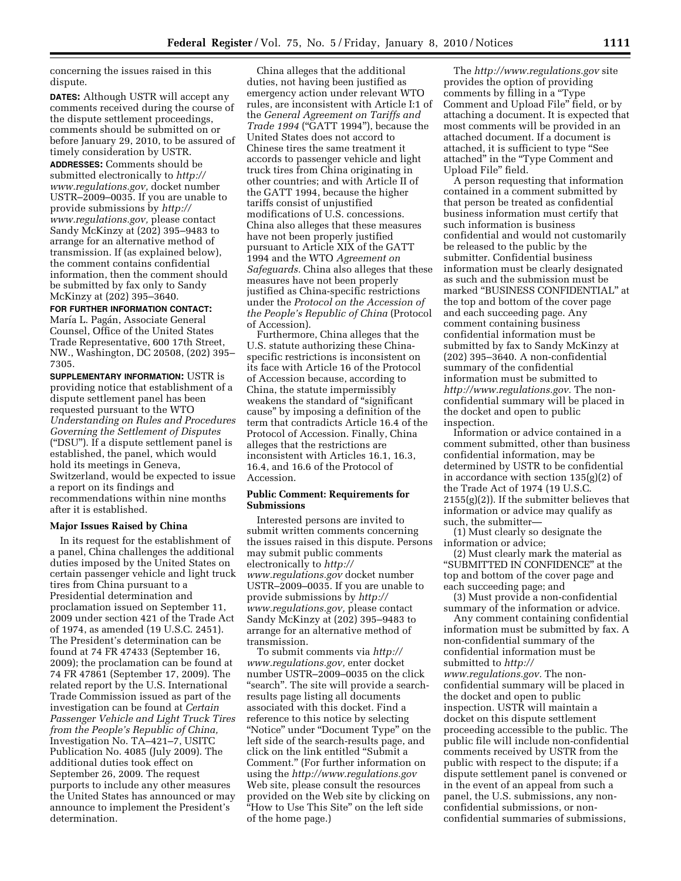concerning the issues raised in this dispute.

**DATES:** Although USTR will accept any comments received during the course of the dispute settlement proceedings, comments should be submitted on or before January 29, 2010, to be assured of timely consideration by USTR.

**ADDRESSES:** Comments should be submitted electronically to *http://www.regulations.gov*, docket number USTR–2009–0035. If you are unable to provide submissions by *http://www.regulations.gov*, please contact Sandy McKinzy at (202) 395–9483 to arrange for an alternative method of transmission. If (as explained below), the comment contains confidential information, then the comment should be submitted by fax only to Sandy McKinzy at (202) 395–3640.

**FOR FURTHER INFORMATION CONTACT:** María L. Pagán, Associate General Counsel, Office of the United States Trade Representative, 600 17th Street, NW., Washington, DC 20508, (202) 395–7305.

**SUPPLEMENTARY INFORMATION:** USTR is providing notice that establishment of a dispute settlement panel has been requested pursuant to the WTO *Understanding on Rules and Procedures Governing the Settlement of Disputes* ("DSU"). If a dispute settlement panel is established, the panel, which would hold its meetings in Geneva, Switzerland, would be expected to issue a report on its findings and recommendations within nine months after it is established.

## Major Issues Raised by China

In its request for the establishment of a panel, China challenges the additional duties imposed by the United States on certain passenger vehicle and light truck tires from China pursuant to a Presidential determination and proclamation issued on September 11, 2009 under section 421 of the Trade Act of 1974, as amended (19 U.S.C. 2451). The President's determination can be found at 74 FR 47433 (September 16, 2009); the proclamation can be found at 74 FR 47861 (September 17, 2009). The related report by the U.S. International Trade Commission issued as part of the investigation can be found at *Certain Passenger Vehicle and Light Truck Tires from the People's Republic of China*, Investigation No. TA–421–7, USITC Publication No. 4085 (July 2009). The additional duties took effect on September 26, 2009. The request purports to include any other measures the United States has announced or may announce to implement the President's determination.

China alleges that the additional duties, not having been justified as emergency action under relevant WTO rules, are inconsistent with Article I:1 of the *General Agreement on Tariffs and Trade 1994* ("GATT 1994"), because the United States does not accord to Chinese tires the same treatment it accords to passenger vehicle and light truck tires from China originating in other countries; and with Article II of the GATT 1994, because the higher tariffs consist of unjustified modifications of U.S. concessions. China also alleges that these measures have not been properly justified pursuant to Article XIX of the GATT 1994 and the WTO *Agreement on Safeguards*. China also alleges that these measures have not been properly justified as China-specific restrictions under the *Protocol on the Accession of the People's Republic of China* (Protocol of Accession).

Furthermore, China alleges that the U.S. statute authorizing these China-specific restrictions is inconsistent on its face with Article 16 of the Protocol of Accession because, according to China, the statute impermissibly weakens the standard of "significant cause" by imposing a definition of the term that contradicts Article 16.4 of the Protocol of Accession. Finally, China alleges that the restrictions are inconsistent with Articles 16.1, 16.3, 16.4, and 16.6 of the Protocol of Accession.

## Public Comment: Requirements for Submissions

Interested persons are invited to submit written comments concerning the issues raised in this dispute. Persons may submit public comments electronically to *http://www.regulations.gov* docket number USTR–2009–0035. If you are unable to provide submissions by *http://www.regulations.gov*, please contact Sandy McKinzy at (202) 395–9483 to arrange for an alternative method of transmission.

To submit comments via *http://www.regulations.gov*, enter docket number USTR–2009–0035 on the click "search". The site will provide a search-results page listing all documents associated with this docket. Find a reference to this notice by selecting "Notice" under "Document Type" on the left side of the search-results page, and click on the link entitled "Submit a Comment." (For further information on using the *http://www.regulations.gov* Web site, please consult the resources provided on the Web site by clicking on "How to Use This Site" on the left side of the home page.)

The *http://www.regulations.gov* site provides the option of providing comments by filling in a "Type Comment and Upload File" field, or by attaching a document. It is expected that most comments will be provided in an attached document. If a document is attached, it is sufficient to type "See attached" in the "Type Comment and Upload File" field.

A person requesting that information contained in a comment submitted by that person be treated as confidential business information must certify that such information is business confidential and would not customarily be released to the public by the submitter. Confidential business information must be clearly designated as such and the submission must be marked "BUSINESS CONFIDENTIAL" at the top and bottom of the cover page and each succeeding page. Any comment containing business confidential information must be submitted by fax to Sandy McKinzy at (202) 395–3640. A non-confidential summary of the confidential information must be submitted to *http://www.regulations.gov*. The non-confidential summary will be placed in the docket and open to public inspection.

Information or advice contained in a comment submitted, other than business confidential information, may be determined by USTR to be confidential in accordance with section 135(g)(2) of the Trade Act of 1974 (19 U.S.C. 2155(g)(2)). If the submitter believes that information or advice may qualify as such, the submitter—

(1) Must clearly so designate the information or advice;

(2) Must clearly mark the material as "SUBMITTED IN CONFIDENCE" at the top and bottom of the cover page and each succeeding page; and

(3) Must provide a non-confidential summary of the information or advice.

Any comment containing confidential information must be submitted by fax. A non-confidential summary of the confidential information must be submitted to *http://www.regulations.gov*. The non-confidential summary will be placed in the docket and open to public inspection. USTR will maintain a docket on this dispute settlement proceeding accessible to the public. The public file will include non-confidential comments received by USTR from the public with respect to the dispute; if a dispute settlement panel is convened or in the event of an appeal from such a panel, the U.S. submissions, any non-confidential submissions, or non-confidential summaries of submissions,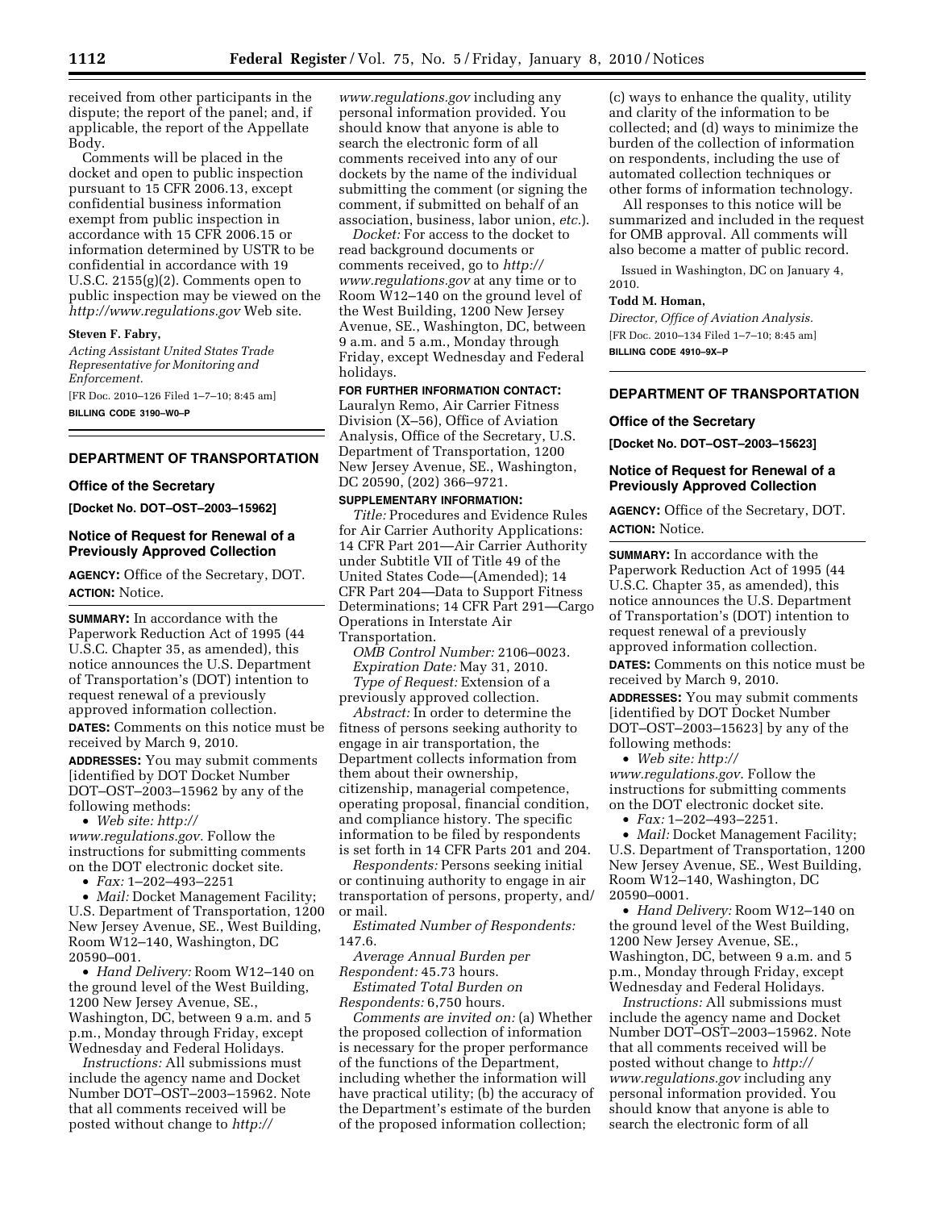received from other participants in the dispute; the report of the panel; and, if applicable, the report of the Appellate Body.

Comments will be placed in the docket and open to public inspection pursuant to 15 CFR 2006.13, except confidential business information exempt from public inspection in accordance with 15 CFR 2006.15 or information determined by USTR to be confidential in accordance with 19 U.S.C. 2155(g)(2). Comments open to public inspection may be viewed on the *http://www.regulations.gov* Web site.

**Steven F. Fabry,**

*Acting Assistant United States Trade Representative for Monitoring and Enforcement.*

[FR Doc. 2010–126 Filed 1–7–10; 8:45 am]

**BILLING CODE 3190–W0–P**

## DEPARTMENT OF TRANSPORTATION

### Office of the Secretary

**[Docket No. DOT–OST–2003–15962]**

### Notice of Request for Renewal of a Previously Approved Collection

**AGENCY:** Office of the Secretary, DOT.

**ACTION:** Notice.

**SUMMARY:** In accordance with the Paperwork Reduction Act of 1995 (44 U.S.C. Chapter 35, as amended), this notice announces the U.S. Department of Transportation's (DOT) intention to request renewal of a previously approved information collection.

**DATES:** Comments on this notice must be received by March 9, 2010.

**ADDRESSES:** You may submit comments [identified by DOT Docket Number DOT–OST–2003–15962 by any of the following methods:

- *Web site: http://www.regulations.gov.* Follow the instructions for submitting comments on the DOT electronic docket site.
- *Fax:* 1–202–493–2251
- *Mail:* Docket Management Facility; U.S. Department of Transportation, 1200 New Jersey Avenue, SE., West Building, Room W12–140, Washington, DC 20590–001.
- *Hand Delivery:* Room W12–140 on the ground level of the West Building, 1200 New Jersey Avenue, SE., Washington, DC, between 9 a.m. and 5 p.m., Monday through Friday, except Wednesday and Federal Holidays.

*Instructions:* All submissions must include the agency name and Docket Number DOT–OST–2003–15962. Note that all comments received will be posted without change to *http://www.regulations.gov* including any personal information provided. You should know that anyone is able to search the electronic form of all comments received into any of our dockets by the name of the individual submitting the comment (or signing the comment, if submitted on behalf of an association, business, labor union, *etc.*).

*Docket:* For access to the docket to read background documents or comments received, go to *http://www.regulations.gov* at any time or to Room W12–140 on the ground level of the West Building, 1200 New Jersey Avenue, SE., Washington, DC, between 9 a.m. and 5 a.m., Monday through Friday, except Wednesday and Federal holidays.

**FOR FURTHER INFORMATION CONTACT:** Lauralyn Remo, Air Carrier Fitness Division (X–56), Office of Aviation Analysis, Office of the Secretary, U.S. Department of Transportation, 1200 New Jersey Avenue, SE., Washington, DC 20590, (202) 366–9721.

**SUPPLEMENTARY INFORMATION:**

*Title:* Procedures and Evidence Rules for Air Carrier Authority Applications: 14 CFR Part 201—Air Carrier Authority under Subtitle VII of Title 49 of the United States Code—(Amended); 14 CFR Part 204—Data to Support Fitness Determinations; 14 CFR Part 291—Cargo Operations in Interstate Air Transportation.

*OMB Control Number:* 2106–0023.

*Expiration Date:* May 31, 2010.

*Type of Request:* Extension of a previously approved collection.

*Abstract:* In order to determine the fitness of persons seeking authority to engage in air transportation, the Department collects information from them about their ownership, citizenship, managerial competence, operating proposal, financial condition, and compliance history. The specific information to be filed by respondents is set forth in 14 CFR Parts 201 and 204.

*Respondents:* Persons seeking initial or continuing authority to engage in air transportation of persons, property, and/or mail.

*Estimated Number of Respondents:* 147.6.

*Average Annual Burden per Respondent:* 45.73 hours.

*Estimated Total Burden on Respondents:* 6,750 hours.

*Comments are invited on:* (a) Whether the proposed collection of information is necessary for the proper performance of the functions of the Department, including whether the information will have practical utility; (b) the accuracy of the Department's estimate of the burden of the proposed information collection; (c) ways to enhance the quality, utility and clarity of the information to be collected; and (d) ways to minimize the burden of the collection of information on respondents, including the use of automated collection techniques or other forms of information technology.

All responses to this notice will be summarized and included in the request for OMB approval. All comments will also become a matter of public record.

Issued in Washington, DC on January 4, 2010.

**Todd M. Homan,**

*Director, Office of Aviation Analysis.*

[FR Doc. 2010–134 Filed 1–7–10; 8:45 am]

**BILLING CODE 4910–9X–P**

## DEPARTMENT OF TRANSPORTATION

### Office of the Secretary

**[Docket No. DOT–OST–2003–15623]**

### Notice of Request for Renewal of a Previously Approved Collection

**AGENCY:** Office of the Secretary, DOT.

**ACTION:** Notice.

**SUMMARY:** In accordance with the Paperwork Reduction Act of 1995 (44 U.S.C. Chapter 35, as amended), this notice announces the U.S. Department of Transportation's (DOT) intention to request renewal of a previously approved information collection.

**DATES:** Comments on this notice must be received by March 9, 2010.

**ADDRESSES:** You may submit comments [identified by DOT Docket Number DOT–OST–2003–15623] by any of the following methods:

- *Web site: http://www.regulations.gov.* Follow the instructions for submitting comments on the DOT electronic docket site.
- *Fax:* 1–202–493–2251.
- *Mail:* Docket Management Facility; U.S. Department of Transportation, 1200 New Jersey Avenue, SE., West Building, Room W12–140, Washington, DC 20590–0001.
- *Hand Delivery:* Room W12–140 on the ground level of the West Building, 1200 New Jersey Avenue, SE., Washington, DC, between 9 a.m. and 5 p.m., Monday through Friday, except Wednesday and Federal Holidays.

*Instructions:* All submissions must include the agency name and Docket Number DOT–OST–2003–15962. Note that all comments received will be posted without change to *http://www.regulations.gov* including any personal information provided. You should know that anyone is able to search the electronic form of all